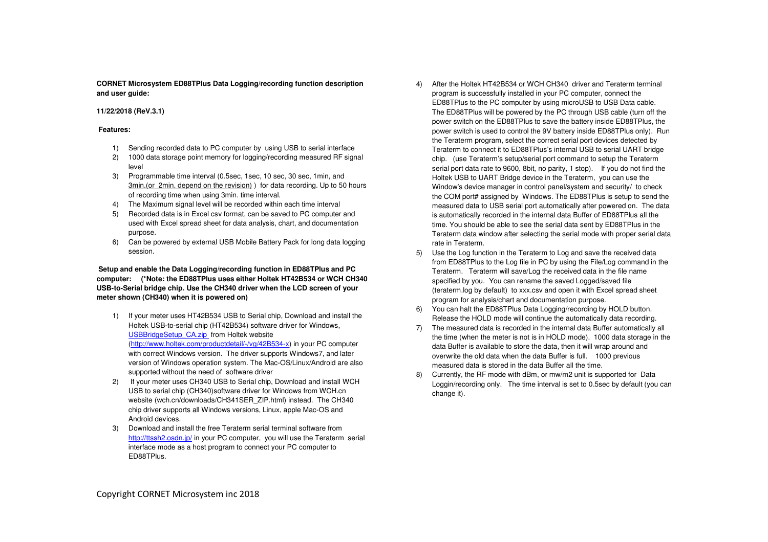**CORNET Microsystem ED88TPlus Data Logging/recording function description and user guide:**

**11/22/2018 (ReV.3.1)**

**Features:**

1) Sending recorded data to PC computer by using USB to serial interface
2) 1000 data storage point memory for logging/recording measured RF signal level
3) Programmable time interval (0.5sec, 1sec, 10 sec, 30 sec, 1min, and 3min.(or 2min. depend on the revision) ) for data recording. Up to 50 hours of recording time when using 3min. time interval.
4) The Maximum signal level will be recorded within each time interval
5) Recorded data is in Excel csv format, can be saved to PC computer and used with Excel spread sheet for data analysis, chart, and documentation purpose.
6) Can be powered by external USB Mobile Battery Pack for long data logging session.

**Setup and enable the Data Logging/recording function in ED88TPlus and PC computer: (*Note: the ED88TPlus uses either Holtek HT42B534 or WCH CH340 USB-to-Serial bridge chip. Use the CH340 driver when the LCD screen of your meter shown (CH340) when it is powered on)**

1) If your meter uses HT42B534 USB to Serial chip, Download and install the Holtek USB-to-serial chip (HT42B534) software driver for Windows, USBBridgeSetup_CA.zip from Holtek website (http://www.holtek.com/productdetail/-/vg/42B534-x) in your PC computer with correct Windows version. The driver supports Windows7, and later version of Windows operation system. The Mac-OS/Linux/Android are also supported without the need of software driver
2) If your meter uses CH340 USB to Serial chip, Download and install WCH USB to serial chip (CH340)software driver for Windows from WCH.cn website (wch.cn/downloads/CH341SER_ZIP.html) instead. The CH340 chip driver supports all Windows versions, Linux, apple Mac-OS and Android devices.
3) Download and install the free Teraterm serial terminal software from http://ttssh2.osdn.jp/ in your PC computer, you will use the Teraterm serial interface mode as a host program to connect your PC computer to ED88TPlus.
4) After the Holtek HT42B534 or WCH CH340 driver and Teraterm terminal program is successfully installed in your PC computer, connect the ED88TPlus to the PC computer by using microUSB to USB Data cable. The ED88TPlus will be powered by the PC through USB cable (turn off the power switch on the ED88TPlus to save the battery inside ED88TPlus, the power switch is used to control the 9V battery inside ED88TPlus only). Run the Teraterm program, select the correct serial port devices detected by Teraterm to connect it to ED88TPlus's internal USB to serial UART bridge chip. (use Teraterm's setup/serial port command to setup the Teraterm serial port data rate to 9600, 8bit, no parity, 1 stop). If you do not find the Holtek USB to UART Bridge device in the Teraterm, you can use the Window's device manager in control panel/system and security/ to check the COM port# assigned by Windows. The ED88TPlus is setup to send the measured data to USB serial port automatically after powered on. The data is automatically recorded in the internal data Buffer of ED88TPlus all the time. You should be able to see the serial data sent by ED88TPlus in the Teraterm data window after selecting the serial mode with proper serial data rate in Teraterm.
5) Use the Log function in the Teraterm to Log and save the received data from ED88TPlus to the Log file in PC by using the File/Log command in the Teraterm. Teraterm will save/Log the received data in the file name specified by you. You can rename the saved Logged/saved file (teraterm.log by default) to xxx.csv and open it with Excel spread sheet program for analysis/chart and documentation purpose.
6) You can halt the ED88TPlus Data Logging/recording by HOLD button. Release the HOLD mode will continue the automatically data recording.
7) The measured data is recorded in the internal data Buffer automatically all the time (when the meter is not is in HOLD mode). 1000 data storage in the data Buffer is available to store the data, then it will wrap around and overwrite the old data when the data Buffer is full. 1000 previous measured data is stored in the data Buffer all the time.
8) Currently, the RF mode with dBm, or mw/m2 unit is supported for Data Loggin/recording only. The time interval is set to 0.5sec by default (you can change it).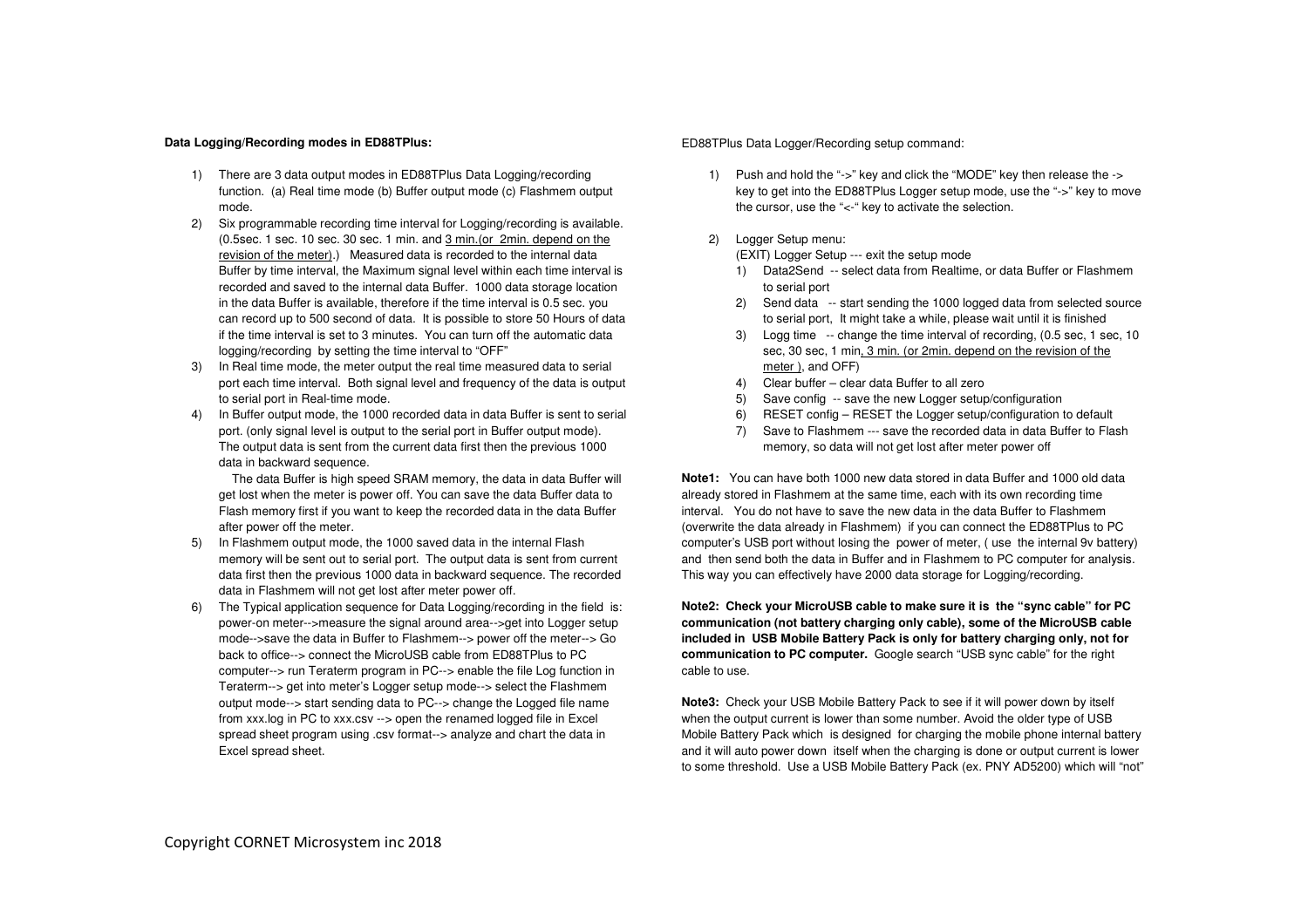**Data Logging/Recording modes in ED88TPlus:**

1) There are 3 data output modes in ED88TPlus Data Logging/recording function. (a) Real time mode (b) Buffer output mode (c) Flashmem output mode.
2) Six programmable recording time interval for Logging/recording is available. (0.5sec. 1 sec. 10 sec. 30 sec. 1 min. and 3 min.(or 2min. depend on the revision of the meter).) Measured data is recorded to the internal data Buffer by time interval, the Maximum signal level within each time interval is recorded and saved to the internal data Buffer. 1000 data storage location in the data Buffer is available, therefore if the time interval is 0.5 sec. you can record up to 500 second of data. It is possible to store 50 Hours of data if the time interval is set to 3 minutes. You can turn off the automatic data logging/recording by setting the time interval to "OFF"
3) In Real time mode, the meter output the real time measured data to serial port each time interval. Both signal level and frequency of the data is output to serial port in Real-time mode.
4) In Buffer output mode, the 1000 recorded data in data Buffer is sent to serial port. (only signal level is output to the serial port in Buffer output mode). The output data is sent from the current data first then the previous 1000 data in backward sequence.

   The data Buffer is high speed SRAM memory, the data in data Buffer will get lost when the meter is power off. You can save the data Buffer data to Flash memory first if you want to keep the recorded data in the data Buffer after power off the meter.
5) In Flashmem output mode, the 1000 saved data in the internal Flash memory will be sent out to serial port. The output data is sent from current data first then the previous 1000 data in backward sequence. The recorded data in Flashmem will not get lost after meter power off.
6) The Typical application sequence for Data Logging/recording in the field is: power-on meter-->measure the signal around area-->get into Logger setup mode-->save the data in Buffer to Flashmem--> power off the meter--> Go back to office--> connect the MicroUSB cable from ED88TPlus to PC computer--> run Teraterm program in PC--> enable the file Log function in Teraterm--> get into meter's Logger setup mode--> select the Flashmem output mode--> start sending data to PC--> change the Logged file name from xxx.log in PC to xxx.csv --> open the renamed logged file in Excel spread sheet program using .csv format--> analyze and chart the data in Excel spread sheet.

ED88TPlus Data Logger/Recording setup command:

1) Push and hold the "->" key and click the "MODE" key then release the -> key to get into the ED88TPlus Logger setup mode, use the "->" key to move the cursor, use the "<-" key to activate the selection.

2) Logger Setup menu:

   (EXIT) Logger Setup --- exit the setup mode
   1) Data2Send -- select data from Realtime, or data Buffer or Flashmem to serial port
   2) Send data -- start sending the 1000 logged data from selected source to serial port, It might take a while, please wait until it is finished
   3) Logg time -- change the time interval of recording, (0.5 sec, 1 sec, 10 sec, 30 sec, 1 min, 3 min. (or 2min. depend on the revision of the meter ), and OFF)
   4) Clear buffer – clear data Buffer to all zero
   5) Save config -- save the new Logger setup/configuration
   6) RESET config – RESET the Logger setup/configuration to default
   7) Save to Flashmem --- save the recorded data in data Buffer to Flash memory, so data will not get lost after meter power off

**Note1:** You can have both 1000 new data stored in data Buffer and 1000 old data already stored in Flashmem at the same time, each with its own recording time interval. You do not have to save the new data in the data Buffer to Flashmem (overwrite the data already in Flashmem) if you can connect the ED88TPlus to PC computer's USB port without losing the power of meter, ( use the internal 9v battery) and then send both the data in Buffer and in Flashmem to PC computer for analysis. This way you can effectively have 2000 data storage for Logging/recording.

**Note2: Check your MicroUSB cable to make sure it is the "sync cable" for PC communication (not battery charging only cable), some of the MicroUSB cable included in USB Mobile Battery Pack is only for battery charging only, not for communication to PC computer.** Google search "USB sync cable" for the right cable to use.

**Note3:** Check your USB Mobile Battery Pack to see if it will power down by itself when the output current is lower than some number. Avoid the older type of USB Mobile Battery Pack which is designed for charging the mobile phone internal battery and it will auto power down itself when the charging is done or output current is lower to some threshold. Use a USB Mobile Battery Pack (ex. PNY AD5200) which will "not"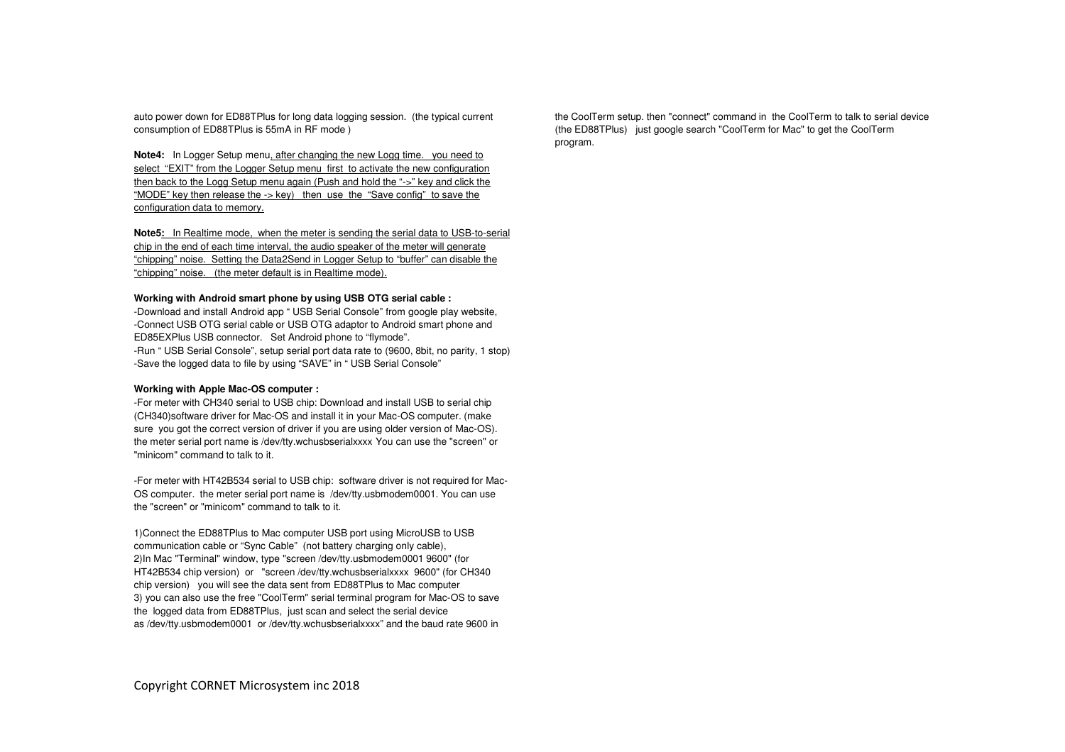auto power down for ED88TPlus for long data logging session. (the typical current consumption of ED88TPlus is 55mA in RF mode )

**Note4:** In Logger Setup menu, after changing the new Logg time. you need to select "EXIT" from the Logger Setup menu first to activate the new configuration then back to the Logg Setup menu again (Push and hold the "->" key and click the "MODE" key then release the -> key) then use the "Save config" to save the configuration data to memory.

**Note5:** In Realtime mode, when the meter is sending the serial data to USB-to-serial chip in the end of each time interval, the audio speaker of the meter will generate "chipping" noise. Setting the Data2Send in Logger Setup to "buffer" can disable the "chipping" noise. (the meter default is in Realtime mode).

**Working with Android smart phone by using USB OTG serial cable :**

-Download and install Android app " USB Serial Console" from google play website,
-Connect USB OTG serial cable or USB OTG adaptor to Android smart phone and ED85EXPlus USB connector. Set Android phone to "flymode".
-Run " USB Serial Console", setup serial port data rate to (9600, 8bit, no parity, 1 stop)
-Save the logged data to file by using "SAVE" in " USB Serial Console"

**Working with Apple Mac-OS computer :**

-For meter with CH340 serial to USB chip: Download and install USB to serial chip (CH340)software driver for Mac-OS and install it in your Mac-OS computer. (make sure you got the correct version of driver if you are using older version of Mac-OS). the meter serial port name is /dev/tty.wchusbserialxxxx You can use the "screen" or "minicom" command to talk to it.

-For meter with HT42B534 serial to USB chip: software driver is not required for Mac-OS computer. the meter serial port name is /dev/tty.usbmodem0001. You can use the "screen" or "minicom" command to talk to it.

1)Connect the ED88TPlus to Mac computer USB port using MicroUSB to USB communication cable or "Sync Cable" (not battery charging only cable),
2)In Mac "Terminal" window, type "screen /dev/tty.usbmodem0001 9600" (for HT42B534 chip version) or "screen /dev/tty.wchusbserialxxxx 9600" (for CH340 chip version) you will see the data sent from ED88TPlus to Mac computer
3) you can also use the free "CoolTerm" serial terminal program for Mac-OS to save the logged data from ED88TPlus, just scan and select the serial device as /dev/tty.usbmodem0001 or /dev/tty.wchusbserialxxxx" and the baud rate 9600 in the CoolTerm setup. then "connect" command in the CoolTerm to talk to serial device (the ED88TPlus) just google search "CoolTerm for Mac" to get the CoolTerm program.

Copyright CORNET Microsystem inc 2018